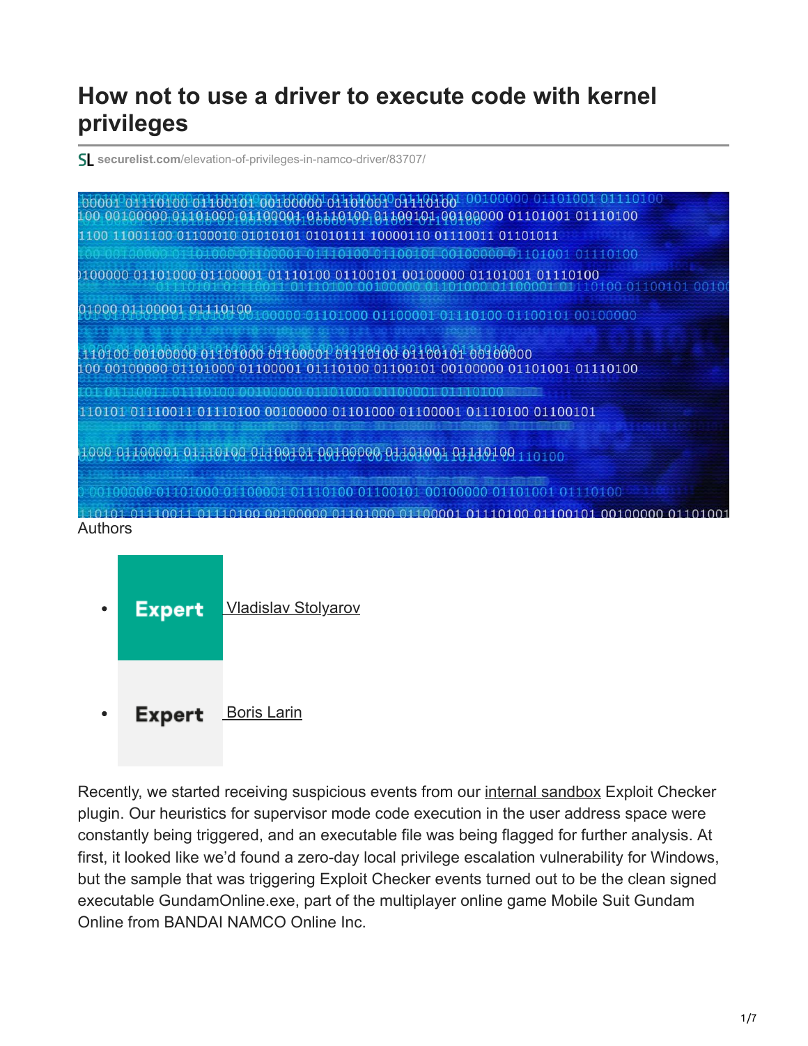# How not to use a driver to execute code with kernel privileges

securelist.com/elevation-of-privileges-in-namco-driver/83707/

Authors

- Expert Vladislav Stolyarov
- Expert Boris Larin

Recently, we started receiving suspicious events from our internal sandbox Exploit Checker plugin. Our heuristics for supervisor mode code execution in the user address space were constantly being triggered, and an executable file was being flagged for further analysis. At first, it looked like we'd found a zero-day local privilege escalation vulnerability for Windows, but the sample that was triggering Exploit Checker events turned out to be the clean signed executable GundamOnline.exe, part of the multiplayer online game Mobile Suit Gundam Online from BANDAI NAMCO Online Inc.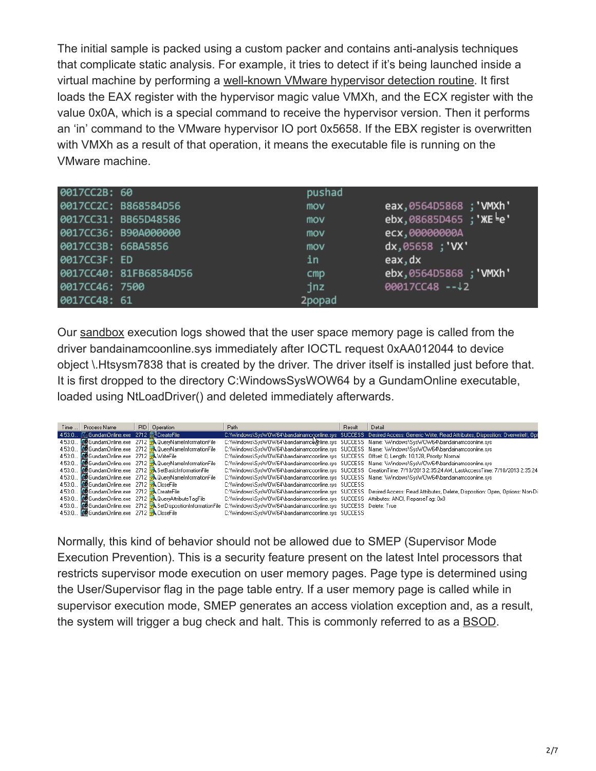The initial sample is packed using a custom packer and contains anti-analysis techniques that complicate static analysis. For example, it tries to detect if it's being launched inside a virtual machine by performing a well-known VMware hypervisor detection routine. It first loads the EAX register with the hypervisor magic value VMXh, and the ECX register with the value 0x0A, which is a special command to receive the hypervisor version. Then it performs an 'in' command to the VMware hypervisor IO port 0x5658. If the EBX register is overwritten with VMXh as a result of that operation, it means the executable file is running on the VMware machine.

```
0017CC2B: 60              pushad
0017CC2C: B868584D56      mov     eax,0564D5868 ;'VMXh'
0017CC31: BB65D48586      mov     ebx,08685D465 ;'ЖЕ└e'
0017CC36: B90A000000      mov     ecx,00000000A
0017CC3B: 66BA5856        mov     dx,05658 ;'VX'
0017CC3F: ED              in      eax,dx
0017CC40: 81FB68584D56    cmp     ebx,0564D5868 ;'VMXh'
0017CC46: 7500            jnz     00017CC48 --↓2
0017CC48: 61             2popad
```

Our sandbox execution logs showed that the user space memory page is called from the driver bandainamcoonline.sys immediately after IOCTL request 0xAA012044 to device object \.Htsysm7838 that is created by the driver. The driver itself is installed just before that. It is first dropped to the directory C:WindowsSysWOW64 by a GundamOnline executable, loaded using NtLoadDriver() and deleted immediately afterwards.

| Time ... | Process Name | PID | Operation | Path | Result | Detail |
|---|---|---|---|---|---|---|
| 4:53:0... | GundamOnline.exe | 2712 | CreateFile | C:\Windows\SysWOW64\bandainamcoonline.sys | SUCCESS | Desired Access: Generic Write, Read Attributes, Disposition: OverwriteIf, Op |
| 4:53:0... | GundamOnline.exe | 2712 | QueryNameInformationFile | C:\Windows\SysWOW64\bandainamcoonline.sys | SUCCESS | Name: \Windows\SysWOW64\bandainamcoonline.sys |
| 4:53:0... | GundamOnline.exe | 2712 | QueryNameInformationFile | C:\Windows\SysWOW64\bandainamcoonline.sys | SUCCESS | Name: \Windows\SysWOW64\bandainamcoonline.sys |
| 4:53:0... | GundamOnline.exe | 2712 | WriteFile | C:\Windows\SysWOW64\bandainamcoonline.sys | SUCCESS | Offset: 0, Length: 10,128, Priority: Normal |
| 4:53:0... | GundamOnline.exe | 2712 | QueryNameInformationFile | C:\Windows\SysWOW64\bandainamcoonline.sys | SUCCESS | Name: \Windows\SysWOW64\bandainamcoonline.sys |
| 4:53:0... | GundamOnline.exe | 2712 | SetBasicInformationFile | C:\Windows\SysWOW64\bandainamcoonline.sys | SUCCESS | CreationTime: 7/10/2013 2:35:24 AM, LastAccessTime: 7/10/2013 2:35:24 |
| 4:53:0... | GundamOnline.exe | 2712 | QueryNameInformationFile | C:\Windows\SysWOW64\bandainamcoonline.sys | SUCCESS | Name: \Windows\SysWOW64\bandainamcoonline.sys |
| 4:53:0... | GundamOnline.exe | 2712 | CloseFile | C:\Windows\SysWOW64\bandainamcoonline.sys | SUCCESS | |
| 4:53:0... | GundamOnline.exe | 2712 | CreateFile | C:\Windows\SysWOW64\bandainamcoonline.sys | SUCCESS | Desired Access: Read Attributes, Delete, Disposition: Open, Options: Non-Di |
| 4:53:0... | GundamOnline.exe | 2712 | QueryAttributeTagFile | C:\Windows\SysWOW64\bandainamcoonline.sys | SUCCESS | Attributes: ANCI, ReparseTag: 0x0 |
| 4:53:0... | GundamOnline.exe | 2712 | SetDispositionInformationFile | C:\Windows\SysWOW64\bandainamcoonline.sys | SUCCESS | Delete: True |
| 4:53:0... | GundamOnline.exe | 2712 | CloseFile | C:\Windows\SysWOW64\bandainamcoonline.sys | SUCCESS | |

Normally, this kind of behavior should not be allowed due to SMEP (Supervisor Mode Execution Prevention). This is a security feature present on the latest Intel processors that restricts supervisor mode execution on user memory pages. Page type is determined using the User/Supervisor flag in the page table entry. If a user memory page is called while in supervisor execution mode, SMEP generates an access violation exception and, as a result, the system will trigger a bug check and halt. This is commonly referred to as a BSOD.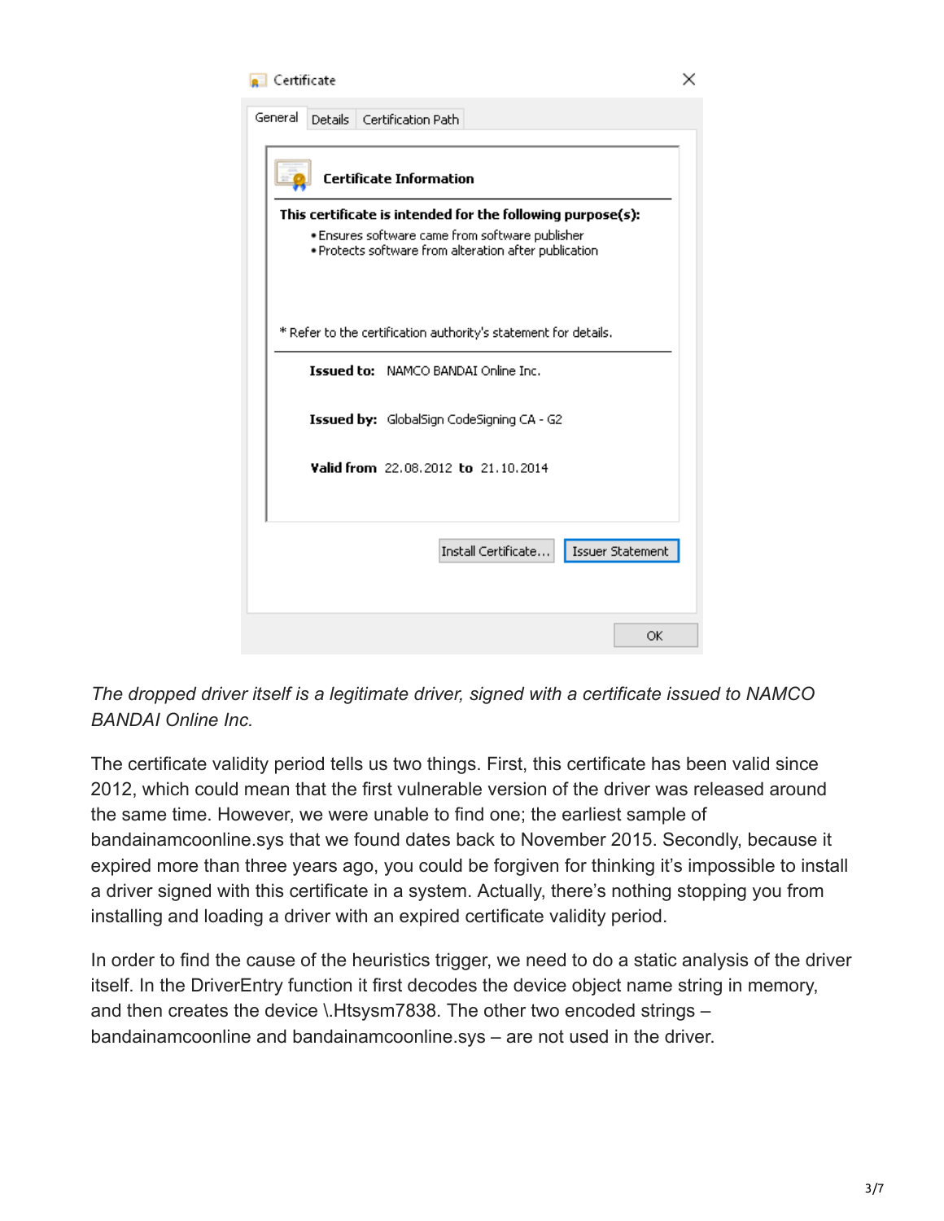*The dropped driver itself is a legitimate driver, signed with a certificate issued to NAMCO BANDAI Online Inc.*

The certificate validity period tells us two things. First, this certificate has been valid since 2012, which could mean that the first vulnerable version of the driver was released around the same time. However, we were unable to find one; the earliest sample of bandainamcoonline.sys that we found dates back to November 2015. Secondly, because it expired more than three years ago, you could be forgiven for thinking it's impossible to install a driver signed with this certificate in a system. Actually, there's nothing stopping you from installing and loading a driver with an expired certificate validity period.

In order to find the cause of the heuristics trigger, we need to do a static analysis of the driver itself. In the DriverEntry function it first decodes the device object name string in memory, and then creates the device \.Htsysm7838. The other two encoded strings – bandainamcoonline and bandainamcoonline.sys – are not used in the driver.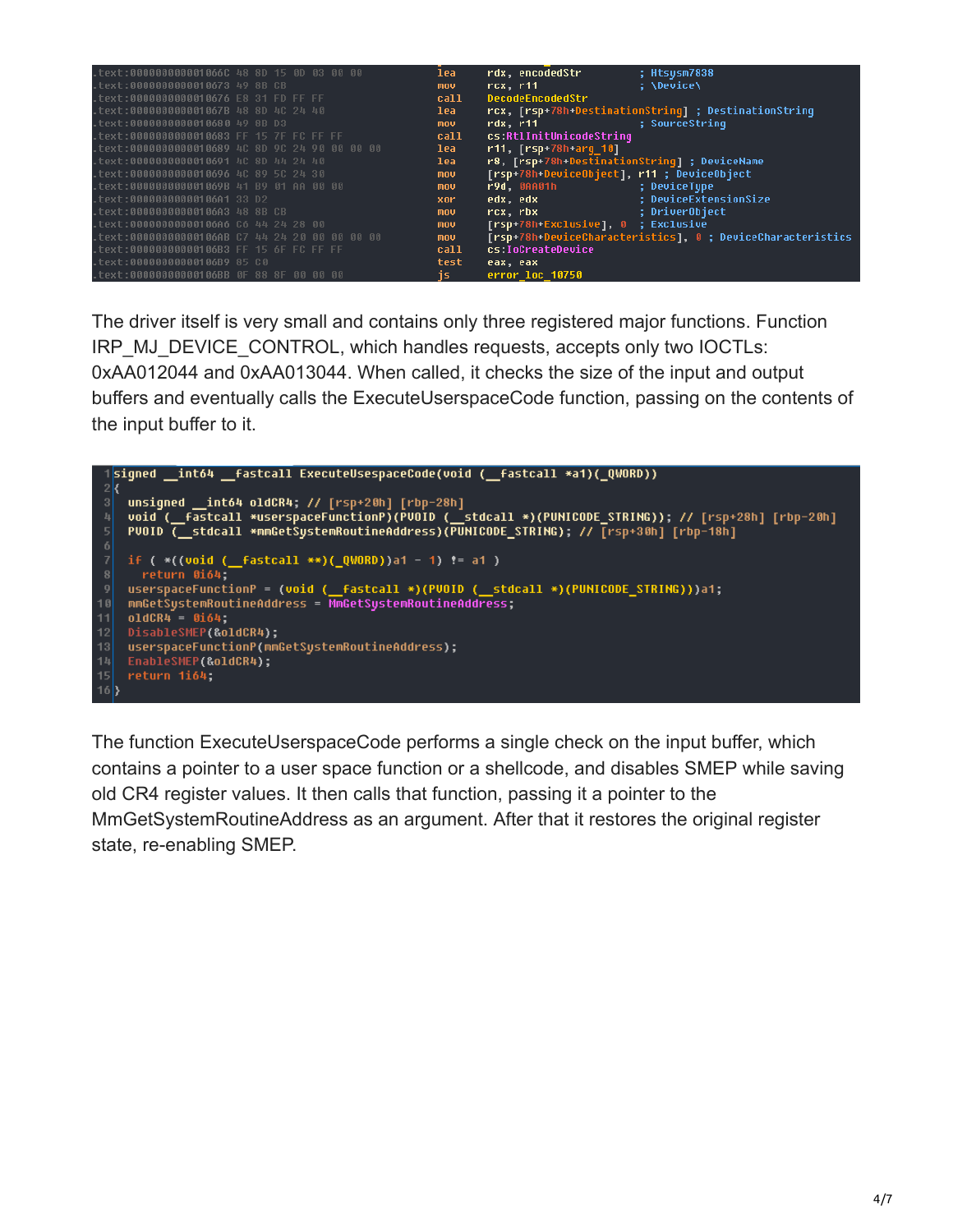```
.text:000000000001066C 48 8D 15 0D 03 00 00    lea     rdx, encodedStr         ; Htsysm7838
.text:0000000000010673 49 8B CB                mov     rcx, r11                ; \Device\
.text:0000000000010676 E8 31 FD FF FF          call    DecodeEncodedStr
.text:000000000001067B 48 8D 4C 24 40          lea     rcx, [rsp+78h+DestinationString] ; DestinationString
.text:0000000000010680 49 8B D3                mov     rdx, r11                ; SourceString
.text:0000000000010683 FF 15 7F FC FF FF       call    cs:RtlInitUnicodeString
.text:0000000000010689 4C 8D 9C 24 90 00 00 00 lea     r11, [rsp+78h+arg_10]
.text:0000000000010691 4C 8D 44 24 40          lea     r8, [rsp+78h+DestinationString] ; DeviceName
.text:0000000000010696 4C 89 5C 24 30          mov     [rsp+78h+DeviceObject], r11 ; DeviceObject
.text:000000000001069B 41 B9 01 AA 00 00       mov     r9d, 0AA01h             ; DeviceType
.text:00000000000106A1 33 D2                   xor     edx, edx                ; DeviceExtensionSize
.text:00000000000106A3 48 8B CB                mov     rcx, rbx                ; DriverObject
.text:00000000000106A6 C6 44 24 28 00          mov     [rsp+78h+Exclusive], 0  ; Exclusive
.text:00000000000106AB C7 44 24 20 00 00 00 00 mov     [rsp+78h+DeviceCharacteristics], 0 ; DeviceCharacteristics
.text:00000000000106B3 FF 15 6F FC FF FF       call    cs:IoCreateDevice
.text:00000000000106B9 85 C0                   test    eax, eax
.text:00000000000106BB 0F 88 8F 00 00 00       js      error_loc_10750
```

The driver itself is very small and contains only three registered major functions. Function IRP_MJ_DEVICE_CONTROL, which handles requests, accepts only two IOCTLs: 0xAA012044 and 0xAA013044. When called, it checks the size of the input and output buffers and eventually calls the ExecuteUserspaceCode function, passing on the contents of the input buffer to it.

```
1  signed __int64 __fastcall ExecuteUsespaceCode(void (__fastcall *a1)(_QWORD))
2  {
3    unsigned __int64 oldCR4; // [rsp+20h] [rbp-28h]
4    void (__fastcall *userspaceFunctionP)(PVOID (__stdcall *)(PUNICODE_STRING)); // [rsp+28h] [rbp-20h]
5    PVOID (__stdcall *mmGetSystemRoutineAddress)(PUNICODE_STRING); // [rsp+30h] [rbp-18h]
6
7    if ( *((void (__fastcall **)(_QWORD))a1 - 1) != a1 )
8      return 0i64;
9    userspaceFunctionP = (void (__fastcall *)(PVOID (__stdcall *)(PUNICODE_STRING)))a1;
10   mmGetSystemRoutineAddress = MmGetSystemRoutineAddress;
11   oldCR4 = 0i64;
12   DisableSMEP(&oldCR4);
13   userspaceFunctionP(mmGetSystemRoutineAddress);
14   EnableSMEP(&oldCR4);
15   return 1i64;
16 }
```

The function ExecuteUserspaceCode performs a single check on the input buffer, which contains a pointer to a user space function or a shellcode, and disables SMEP while saving old CR4 register values. It then calls that function, passing it a pointer to the MmGetSystemRoutineAddress as an argument. After that it restores the original register state, re-enabling SMEP.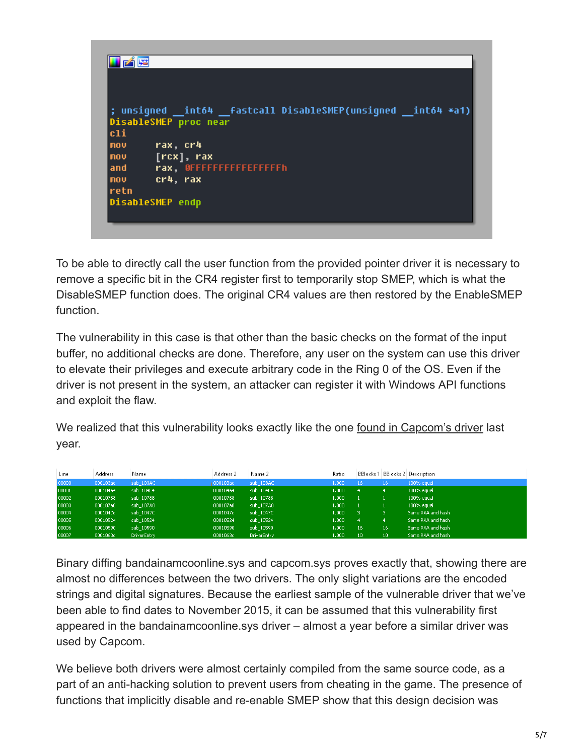```
; unsigned __int64 __fastcall DisableSMEP(unsigned __int64 *a1)
DisableSMEP proc near
cli
mov     rax, cr4
mov     [rcx], rax
and     rax, 0FFFFFFFFFFEFFFFFh
mov     cr4, rax
retn
DisableSMEP endp
```

To be able to directly call the user function from the provided pointer driver it is necessary to remove a specific bit in the CR4 register first to temporarily stop SMEP, which is what the DisableSMEP function does. The original CR4 values are then restored by the EnableSMEP function.

The vulnerability in this case is that other than the basic checks on the format of the input buffer, no additional checks are done. Therefore, any user on the system can use this driver to elevate their privileges and execute arbitrary code in the Ring 0 of the OS. Even if the driver is not present in the system, an attacker can register it with Windows API functions and exploit the flaw.

We realized that this vulnerability looks exactly like the one found in Capcom's driver last year.

| Line | Address | Name | Address 2 | Name 2 | Ratio | BBlocks 1 | BBlocks 2 | Description |
|---|---|---|---|---|---|---|---|---|
| 00000 | 000103ac | sub_103AC | 000103ac | sub_103AC | 1.000 | 16 | 16 | 100% equal |
| 00001 | 000104e4 | sub_104E4 | 000104e4 | sub_104E4 | 1.000 | 4 | 4 | 100% equal |
| 00002 | 00010788 | sub_10788 | 00010788 | sub_10788 | 1.000 | 1 | 1 | 100% equal |
| 00003 | 000107a0 | sub_107A0 | 000107a0 | sub_107A0 | 1.000 | 1 | 1 | 100% equal |
| 00004 | 0001047c | sub_1047C | 0001047c | sub_1047C | 1.000 | 3 | 3 | Same RVA and hash |
| 00005 | 00010524 | sub_10524 | 00010524 | sub_10524 | 1.000 | 4 | 4 | Same RVA and hash |
| 00006 | 00010590 | sub_10590 | 00010590 | sub_10590 | 1.000 | 16 | 16 | Same RVA and hash |
| 00007 | 0001063c | DriverEntry | 0001063c | DriverEntry | 1.000 | 10 | 10 | Same RVA and hash |

Binary diffing bandainamcoonline.sys and capcom.sys proves exactly that, showing there are almost no differences between the two drivers. The only slight variations are the encoded strings and digital signatures. Because the earliest sample of the vulnerable driver that we've been able to find dates to November 2015, it can be assumed that this vulnerability first appeared in the bandainamcoonline.sys driver – almost a year before a similar driver was used by Capcom.

We believe both drivers were almost certainly compiled from the same source code, as a part of an anti-hacking solution to prevent users from cheating in the game. The presence of functions that implicitly disable and re-enable SMEP show that this design decision was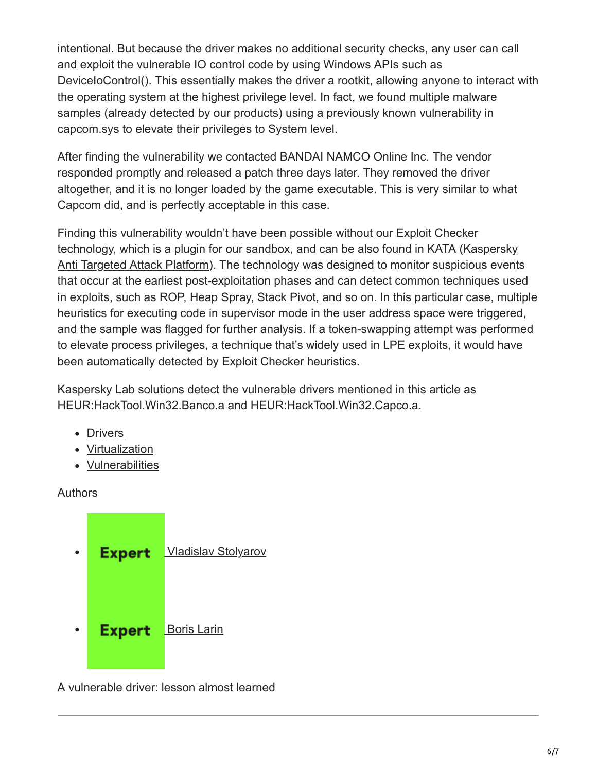intentional. But because the driver makes no additional security checks, any user can call and exploit the vulnerable IO control code by using Windows APIs such as DeviceIoControl(). This essentially makes the driver a rootkit, allowing anyone to interact with the operating system at the highest privilege level. In fact, we found multiple malware samples (already detected by our products) using a previously known vulnerability in capcom.sys to elevate their privileges to System level.

After finding the vulnerability we contacted BANDAI NAMCO Online Inc. The vendor responded promptly and released a patch three days later. They removed the driver altogether, and it is no longer loaded by the game executable. This is very similar to what Capcom did, and is perfectly acceptable in this case.

Finding this vulnerability wouldn't have been possible without our Exploit Checker technology, which is a plugin for our sandbox, and can be also found in KATA (Kaspersky Anti Targeted Attack Platform). The technology was designed to monitor suspicious events that occur at the earliest post-exploitation phases and can detect common techniques used in exploits, such as ROP, Heap Spray, Stack Pivot, and so on. In this particular case, multiple heuristics for executing code in supervisor mode in the user address space were triggered, and the sample was flagged for further analysis. If a token-swapping attempt was performed to elevate process privileges, a technique that's widely used in LPE exploits, it would have been automatically detected by Exploit Checker heuristics.

Kaspersky Lab solutions detect the vulnerable drivers mentioned in this article as HEUR:HackTool.Win32.Banco.a and HEUR:HackTool.Win32.Capco.a.

- Drivers
- Virtualization
- Vulnerabilities

Authors

- **Expert** Vladislav Stolyarov
- **Expert** Boris Larin

A vulnerable driver: lesson almost learned

---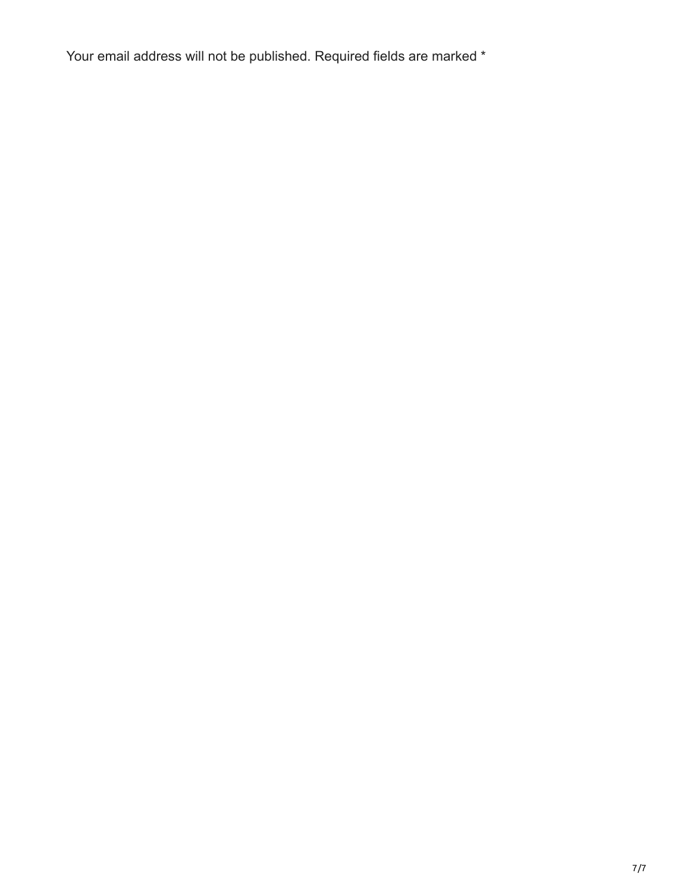Your email address will not be published. Required fields are marked *